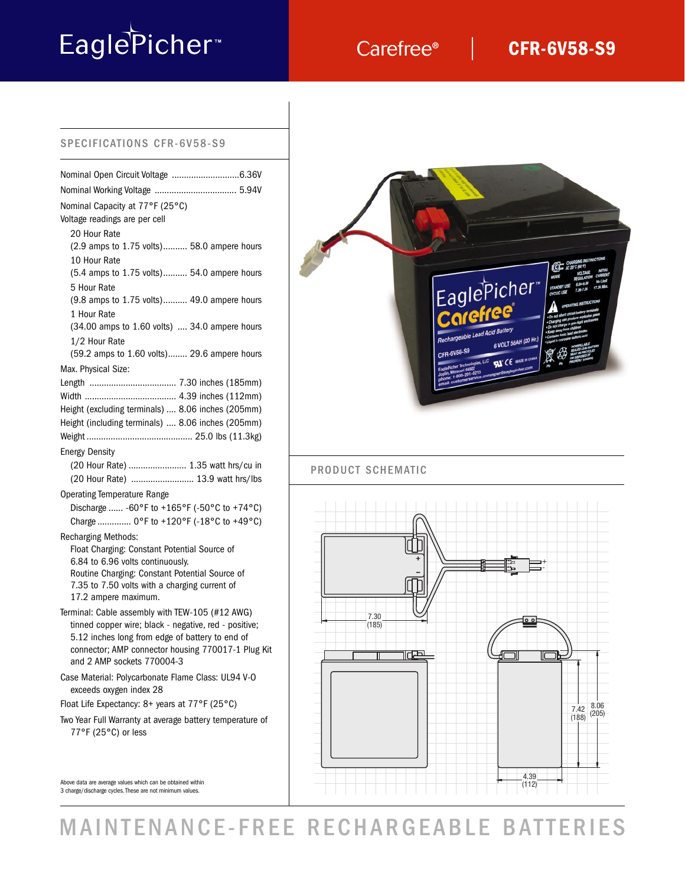EaglePicher™

Carefree® | **CFR-6V58-S9**

## SPECIFICATIONS CFR-6V58-S9

Nominal Open Circuit Voltage ............................6.36V

Nominal Working Voltage .................................. 5.94V

Nominal Capacity at 77°F (25°C)
Voltage readings are per cell

- 20 Hour Rate
  (2.9 amps to 1.75 volts).......... 58.0 ampere hours
- 10 Hour Rate
  (5.4 amps to 1.75 volts).......... 54.0 ampere hours
- 5 Hour Rate
  (9.8 amps to 1.75 volts).......... 49.0 ampere hours
- 1 Hour Rate
  (34.00 amps to 1.60 volts) .... 34.0 ampere hours
- 1/2 Hour Rate
  (59.2 amps to 1.60 volts)........ 29.6 ampere hours

Max. Physical Size:

Length .................................... 7.30 inches (185mm)
Width ..................................... 4.39 inches (112mm)
Height (excluding terminals) .... 8.06 inches (205mm)
Height (including terminals) .... 8.06 inches (205mm)
Weight ............................................ 25.0 lbs (11.3kg)

Energy Density

- (20 Hour Rate) ........................ 1.35 watt hrs/cu in
- (20 Hour Rate) .......................... 13.9 watt hrs/lbs

Operating Temperature Range

- Discharge ...... -60°F to +165°F (-50°C to +74°C)
- Charge .............. 0°F to +120°F (-18°C to +49°C)

Recharging Methods:

- Float Charging: Constant Potential Source of 6.84 to 6.96 volts continuously.
- Routine Charging: Constant Potential Source of 7.35 to 7.50 volts with a charging current of 17.2 ampere maximum.

Terminal: Cable assembly with TEW-105 (#12 AWG) tinned copper wire; black - negative, red - positive; 5.12 inches long from edge of battery to end of connector; AMP connector housing 770017-1 Plug Kit and 2 AMP sockets 770004-3

Case Material: Polycarbonate Flame Class: UL94 V-O exceeds oxygen index 28

Float Life Expectancy: 8+ years at 77°F (25°C)

Two Year Full Warranty at average battery temperature of 77°F (25°C) or less

Above data are average values which can be obtained within 3 charge/discharge cycles. These are not minimum values.

## PRODUCT SCHEMATIC

7.30 (185)

7.42 (188)

8.06 (205)

4.39 (112)

# MAINTENANCE-FREE RECHARGEABLE BATTERIES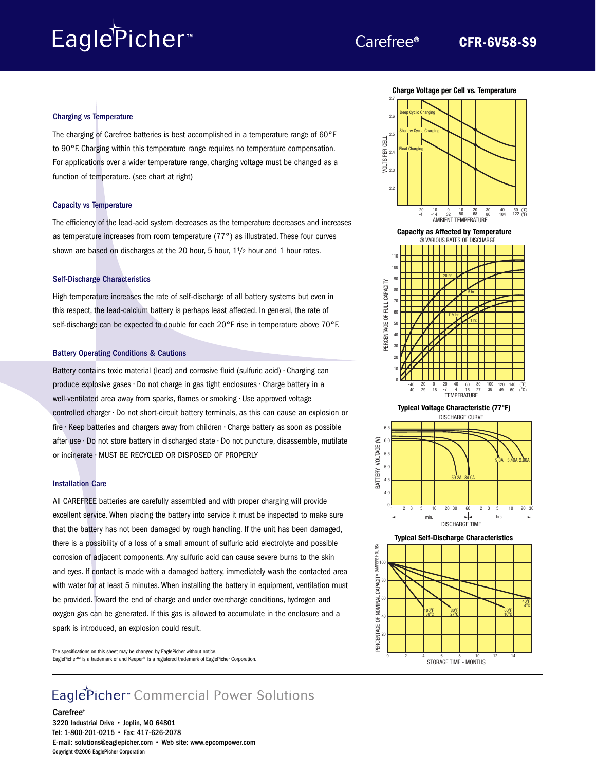# EaglePicher™ Carefree® CFR-6V58-S9

### Charging vs Temperature

The charging of Carefree batteries is best accomplished in a temperature range of 60°F to 90°F. Charging within this temperature range requires no temperature compensation. For applications over a wider temperature range, charging voltage must be changed as a function of temperature. (see chart at right)

### Capacity vs Temperature

The efficiency of the lead-acid system decreases as the temperature decreases and increases as temperature increases from room temperature (77°) as illustrated. These four curves shown are based on discharges at the 20 hour, 5 hour, 1½ hour and 1 hour rates.

### Self-Discharge Characteristics

High temperature increases the rate of self-discharge of all battery systems but even in this respect, the lead-calcium battery is perhaps least affected. In general, the rate of self-discharge can be expected to double for each 20°F rise in temperature above 70°F.

### Battery Operating Conditions & Cautions

Battery contains toxic material (lead) and corrosive fluid (sulfuric acid) · Charging can produce explosive gases · Do not charge in gas tight enclosures · Charge battery in a well-ventilated area away from sparks, flames or smoking · Use approved voltage controlled charger · Do not short-circuit battery terminals, as this can cause an explosion or fire · Keep batteries and chargers away from children · Charge battery as soon as possible after use · Do not store battery in discharged state · Do not puncture, disassemble, mutilate or incinerate · MUST BE RECYCLED OR DISPOSED OF PROPERLY

### Installation Care

All CAREFREE batteries are carefully assembled and with proper charging will provide excellent service. When placing the battery into service it must be inspected to make sure that the battery has not been damaged by rough handling. If the unit has been damaged, there is a possibility of a loss of a small amount of sulfuric acid electrolyte and possible corrosion of adjacent components. Any sulfuric acid can cause severe burns to the skin and eyes. If contact is made with a damaged battery, immediately wash the contacted area with water for at least 5 minutes. When installing the battery in equipment, ventilation must be provided. Toward the end of charge and under overcharge conditions, hydrogen and oxygen gas can be generated. If this gas is allowed to accumulate in the enclosure and a spark is introduced, an explosion could result.

The specifications on this sheet may be changed by EaglePicher without notice.
EaglePicher™ is a trademark of and Keeper® is a registered trademark of EaglePicher Corporation.

**Charge Voltage per Cell vs. Temperature**

Deep Cyclic Charging
Shallow Cyclic Charging
Float Charging
VOLTS PER CELL
2.7 2.6 2.5 2.4 2.3 2.2
-20 -10 0 10 20 30 40 50 (°C)
-4 14 32 50 68 86 104 122 (°F)
AMBIENT TEMPERATURE

**Capacity as Affected by Temperature**
@ VARIOUS RATES OF DISCHARGE

20 hr.
5 hr.
1½ hr.
1 hr.
PERCENTAGE OF FULL CAPACITY
110 100 90 80 70 60 50 40 30 20 10 0
-40 -20 0 20 40 60 80 100 120 140 (°F)
-40 -29 -18 -7 4 16 27 38 49 60 (°C)
TEMPERATURE

**Typical Voltage Characteristic (77°F)**
DISCHARGE CURVE

9.8A 5.40A 2.90A
59.2A 34.0A
BATTERY VOLTAGE (V)
6.5 6.0 5.5 5.0 4.5 4.0 0
1 2 3 5 10 20 30 60 2 3 5 10 20 30
min. hrs.
DISCHARGE TIME

**Typical Self-Discharge Characteristics**

100°F 38°C
80°F 27°C
60°F 16°C
40°F 4°C
PERCENTAGE OF NOMINAL CAPACITY (AMPERE HOURS)
100 80 60 40 20
0 2 4 6 8 10 12 14
STORAGE TIME - MONTHS

## EaglePicher™ Commercial Power Solutions

**Carefree®**
3220 Industrial Drive • Joplin, MO 64801
Tel: 1-800-201-0215 • Fax: 417-626-2078
E-mail: solutions@eaglepicher.com • Web site: www.epcompower.com
Copyright ©2006 EaglePicher Corporation